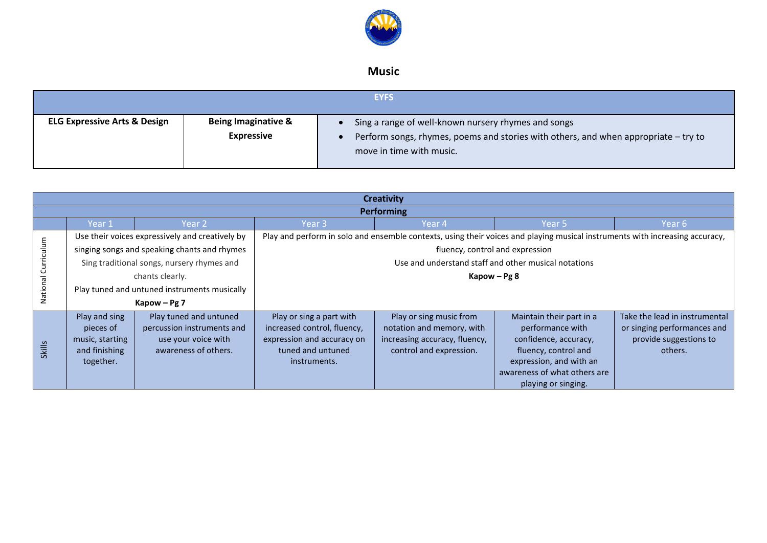# Music

| EYFS | | |
|---|---|---|
| **ELG Expressive Arts & Design** | **Being Imaginative & Expressive** | • Sing a range of well-known nursery rhymes and songs<br>• Perform songs, rhymes, poems and stories with others, and when appropriate – try to move in time with music. |

| Creativity | | | | | | |
|---|---|---|---|---|---|---|
| **Performing** | | | | | | |
| | Year 1 | Year 2 | Year 3 | Year 4 | Year 5 | Year 6 |
| National Curriculum | Use their voices expressively and creatively by singing songs and speaking chants and rhymes<br>Sing traditional songs, nursery rhymes and chants clearly.<br>Play tuned and untuned instruments musically<br>**Kapow – Pg 7** | | Play and perform in solo and ensemble contexts, using their voices and playing musical instruments with increasing accuracy, fluency, control and expression<br>Use and understand staff and other musical notations<br>**Kapow – Pg 8** | | | |
| Skills | Play and sing pieces of music, starting and finishing together. | Play tuned and untuned percussion instruments and use your voice with awareness of others. | Play or sing a part with increased control, fluency, expression and accuracy on tuned and untuned instruments. | Play or sing music from notation and memory, with increasing accuracy, fluency, control and expression. | Maintain their part in a performance with confidence, accuracy, fluency, control and expression, and with an awareness of what others are playing or singing. | Take the lead in instrumental or singing performances and provide suggestions to others. |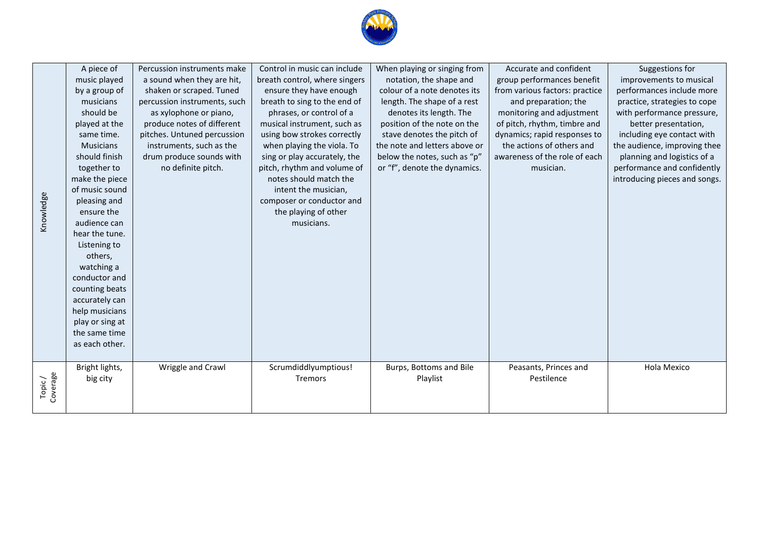| Knowledge | A piece of music played by a group of musicians should be played at the same time. Musicians should finish together to make the piece of music sound pleasing and ensure the audience can hear the tune. Listening to others, watching a conductor and counting beats accurately can help musicians play or sing at the same time as each other. | Percussion instruments make a sound when they are hit, shaken or scraped. Tuned percussion instruments, such as xylophone or piano, produce notes of different pitches. Untuned percussion instruments, such as the drum produce sounds with no definite pitch. | Control in music can include breath control, where singers ensure they have enough breath to sing to the end of phrases, or control of a musical instrument, such as using bow strokes correctly when playing the viola. To sing or play accurately, the pitch, rhythm and volume of notes should match the intent the musician, composer or conductor and the playing of other musicians. | When playing or singing from notation, the shape and colour of a note denotes its length. The shape of a rest denotes its length. The position of the note on the stave denotes the pitch of the note and letters above or below the notes, such as "p" or "f", denote the dynamics. | Accurate and confident group performances benefit from various factors: practice and preparation; the monitoring and adjustment of pitch, rhythm, timbre and dynamics; rapid responses to the actions of others and awareness of the role of each musician. | Suggestions for improvements to musical performances include more practice, strategies to cope with performance pressure, better presentation, including eye contact with the audience, improving thee planning and logistics of a performance and confidently introducing pieces and songs. |
|---|---|---|---|---|---|---|
| Topic / Coverage | Bright lights, big city | Wriggle and Crawl | Scrumdiddlyumptious! Tremors | Burps, Bottoms and Bile Playlist | Peasants, Princes and Pestilence | Hola Mexico |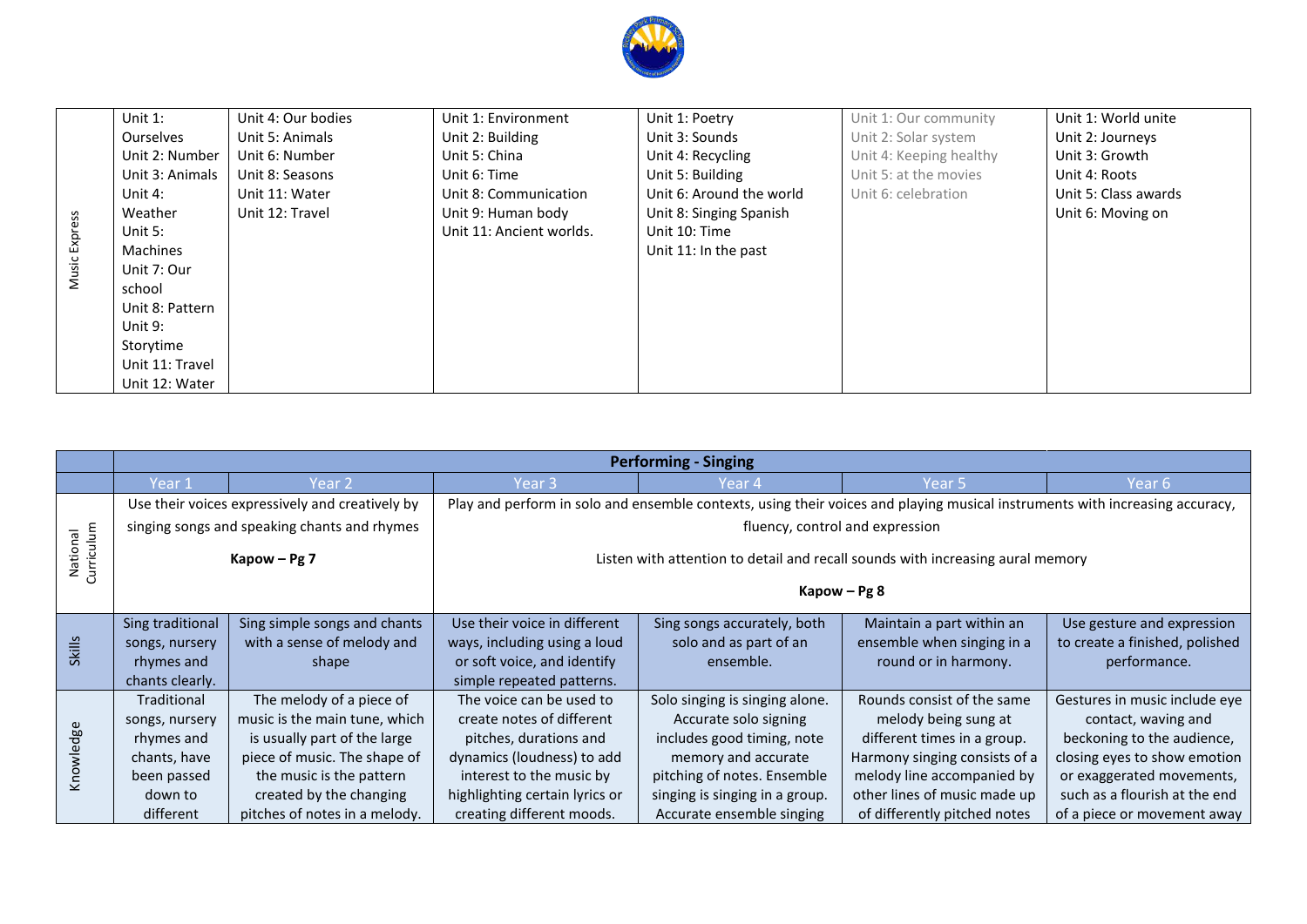| | | | | | | |
|---|---|---|---|---|---|---|
| Music Express | Unit 1: Ourselves<br>Unit 2: Number<br>Unit 3: Animals<br>Unit 4: Weather<br>Unit 5: Machines<br>Unit 7: Our school<br>Unit 8: Pattern<br>Unit 9: Storytime<br>Unit 11: Travel<br>Unit 12: Water | Unit 4: Our bodies<br>Unit 5: Animals<br>Unit 6: Number<br>Unit 8: Seasons<br>Unit 11: Water<br>Unit 12: Travel | Unit 1: Environment<br>Unit 2: Building<br>Unit 5: China<br>Unit 6: Time<br>Unit 8: Communication<br>Unit 9: Human body<br>Unit 11: Ancient worlds. | Unit 1: Poetry<br>Unit 3: Sounds<br>Unit 4: Recycling<br>Unit 5: Building<br>Unit 6: Around the world<br>Unit 8: Singing Spanish<br>Unit 10: Time<br>Unit 11: In the past | Unit 1: Our community<br>Unit 2: Solar system<br>Unit 4: Keeping healthy<br>Unit 5: at the movies<br>Unit 6: celebration | Unit 1: World unite<br>Unit 2: Journeys<br>Unit 3: Growth<br>Unit 4: Roots<br>Unit 5: Class awards<br>Unit 6: Moving on |

| | **Performing - Singing** | | | | | |
|---|---|---|---|---|---|---|
| | Year 1 | Year 2 | Year 3 | Year 4 | Year 5 | Year 6 |
| National Curriculum | Use their voices expressively and creatively by singing songs and speaking chants and rhymes<br><br>**Kapow – Pg 7** | | Play and perform in solo and ensemble contexts, using their voices and playing musical instruments with increasing accuracy, fluency, control and expression<br><br>Listen with attention to detail and recall sounds with increasing aural memory<br><br>**Kapow – Pg 8** | | | |
| Skills | Sing traditional songs, nursery rhymes and chants clearly. | Sing simple songs and chants with a sense of melody and shape | Use their voice in different ways, including using a loud or soft voice, and identify simple repeated patterns. | Sing songs accurately, both solo and as part of an ensemble. | Maintain a part within an ensemble when singing in a round or in harmony. | Use gesture and expression to create a finished, polished performance. |
| Knowledge | Traditional songs, nursery rhymes and chants, have been passed down to different | The melody of a piece of music is the main tune, which is usually part of the large piece of music. The shape of the music is the pattern created by the changing pitches of notes in a melody. | The voice can be used to create notes of different pitches, durations and dynamics (loudness) to add interest to the music by highlighting certain lyrics or creating different moods. | Solo singing is singing alone. Accurate solo signing includes good timing, note memory and accurate pitching of notes. Ensemble singing is singing in a group. Accurate ensemble singing | Rounds consist of the same melody being sung at different times in a group. Harmony singing consists of a melody line accompanied by other lines of music made up of differently pitched notes | Gestures in music include eye contact, waving and beckoning to the audience, closing eyes to show emotion or exaggerated movements, such as a flourish at the end of a piece or movement away |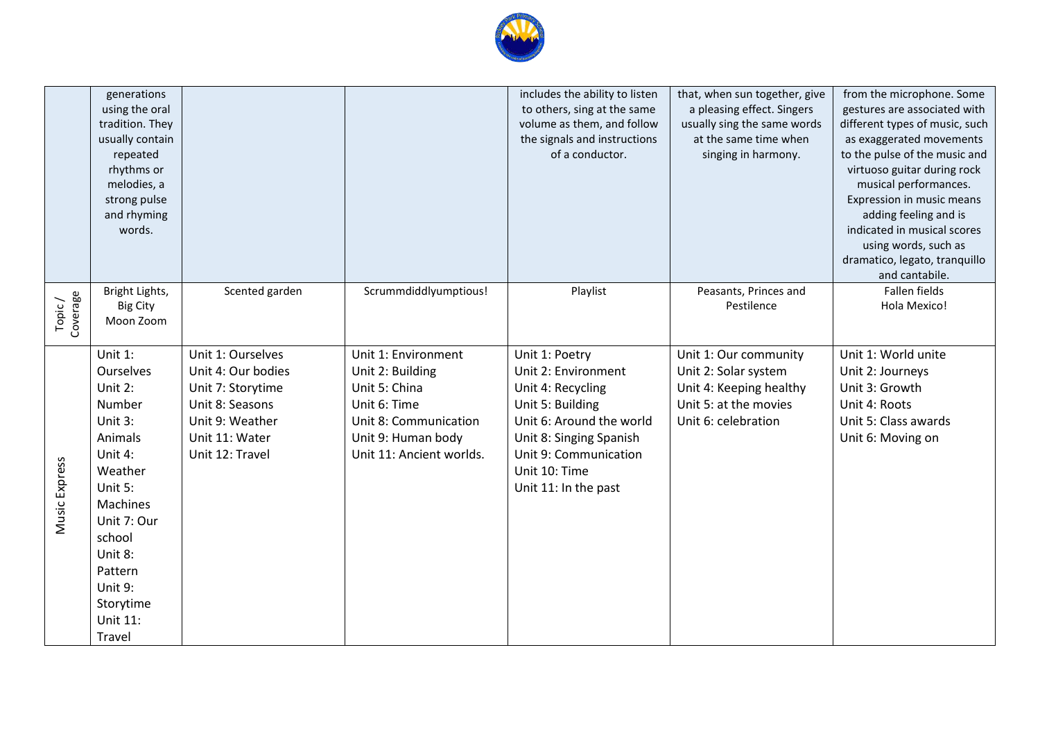| | | | | | | |
|---|---|---|---|---|---|---|
| | generations using the oral tradition. They usually contain repeated rhythms or melodies, a strong pulse and rhyming words. | | | includes the ability to listen to others, sing at the same volume as them, and follow the signals and instructions of a conductor. | that, when sun together, give a pleasing effect. Singers usually sing the same words at the same time when singing in harmony. | from the microphone. Some gestures are associated with different types of music, such as exaggerated movements to the pulse of the music and virtuoso guitar during rock musical performances. Expression in music means adding feeling and is indicated in musical scores using words, such as dramatico, legato, tranquillo and cantabile. |
| Topic / Coverage | Bright Lights, Big City<br>Moon Zoom | Scented garden | Scrummdiddlyumptious! | Playlist | Peasants, Princes and Pestilence | Fallen fields<br>Hola Mexico! |
| Music Express | Unit 1: Ourselves<br>Unit 2: Number<br>Unit 3: Animals<br>Unit 4: Weather<br>Unit 5: Machines<br>Unit 7: Our school<br>Unit 8: Pattern<br>Unit 9: Storytime<br>Unit 11: Travel | Unit 1: Ourselves<br>Unit 4: Our bodies<br>Unit 7: Storytime<br>Unit 8: Seasons<br>Unit 9: Weather<br>Unit 11: Water<br>Unit 12: Travel | Unit 1: Environment<br>Unit 2: Building<br>Unit 5: China<br>Unit 6: Time<br>Unit 8: Communication<br>Unit 9: Human body<br>Unit 11: Ancient worlds. | Unit 1: Poetry<br>Unit 2: Environment<br>Unit 4: Recycling<br>Unit 5: Building<br>Unit 6: Around the world<br>Unit 8: Singing Spanish<br>Unit 9: Communication<br>Unit 10: Time<br>Unit 11: In the past | Unit 1: Our community<br>Unit 2: Solar system<br>Unit 4: Keeping healthy<br>Unit 5: at the movies<br>Unit 6: celebration | Unit 1: World unite<br>Unit 2: Journeys<br>Unit 3: Growth<br>Unit 4: Roots<br>Unit 5: Class awards<br>Unit 6: Moving on |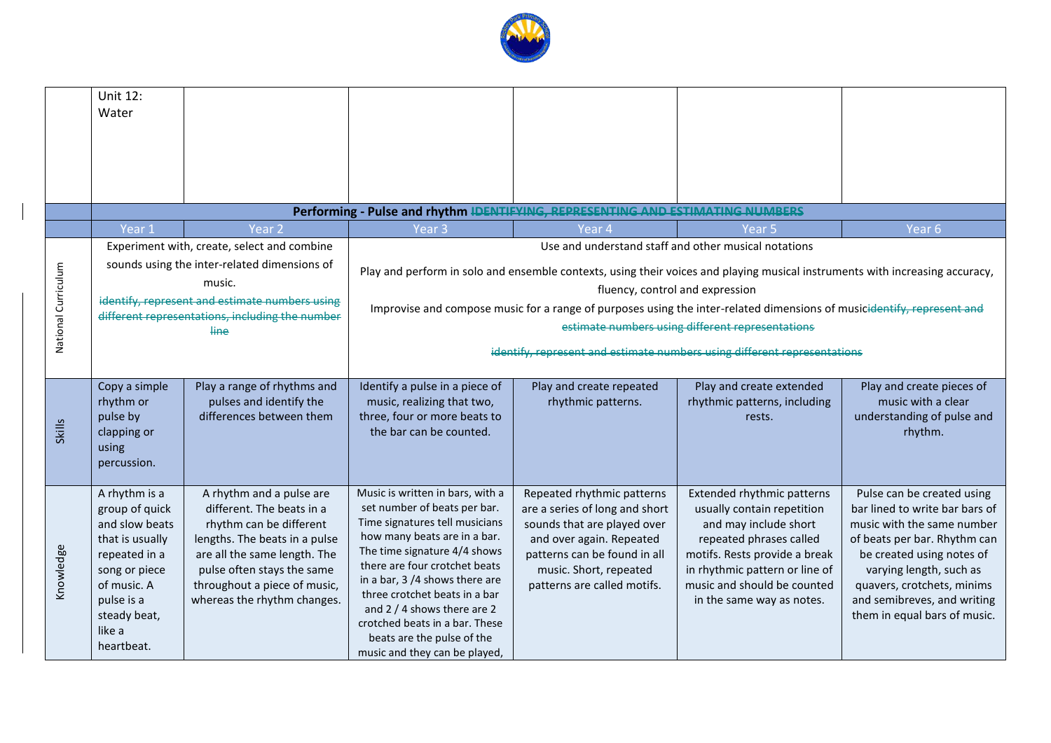| | | | | | | |
|---|---|---|---|---|---|---|
| | Unit 12: Water | | | | | |
| | **Performing - Pulse and rhythm** ~~IDENTIFYING, REPRESENTING AND ESTIMATING NUMBERS~~ | | | | | |
| | Year 1 | Year 2 | Year 3 | Year 4 | Year 5 | Year 6 |
| National Curriculum | Experiment with, create, select and combine sounds using the inter-related dimensions of music. ~~identify, represent and estimate numbers using different representations, including the number line~~ | | Use and understand staff and other musical notations<br><br>Play and perform in solo and ensemble contexts, using their voices and playing musical instruments with increasing accuracy, fluency, control and expression<br><br>Improvise and compose music for a range of purposes using the inter-related dimensions of music~~identify, represent and estimate numbers using different representations~~<br><br>~~identify, represent and estimate numbers using different representations~~ | | | |
| Skills | Copy a simple rhythm or pulse by clapping or using percussion. | Play a range of rhythms and pulses and identify the differences between them | Identify a pulse in a piece of music, realizing that two, three, four or more beats to the bar can be counted. | Play and create repeated rhythmic patterns. | Play and create extended rhythmic patterns, including rests. | Play and create pieces of music with a clear understanding of pulse and rhythm. |
| Knowledge | A rhythm is a group of quick and slow beats that is usually repeated in a song or piece of music. A pulse is a steady beat, like a heartbeat. | A rhythm and a pulse are different. The beats in a rhythm can be different lengths. The beats in a pulse are all the same length. The pulse often stays the same throughout a piece of music, whereas the rhythm changes. | Music is written in bars, with a set number of beats per bar. Time signatures tell musicians how many beats are in a bar. The time signature 4/4 shows there are four crotchet beats in a bar, 3 /4 shows there are three crotchet beats in a bar and 2 / 4 shows there are 2 crotched beats in a bar. These beats are the pulse of the music and they can be played, | Repeated rhythmic patterns are a series of long and short sounds that are played over and over again. Repeated patterns can be found in all music. Short, repeated patterns are called motifs. | Extended rhythmic patterns usually contain repetition and may include short repeated phrases called motifs. Rests provide a break in rhythmic pattern or line of music and should be counted in the same way as notes. | Pulse can be created using bar lined to write bar bars of music with the same number of beats per bar. Rhythm can be created using notes of varying length, such as quavers, crotchets, minims and semibreves, and writing them in equal bars of music. |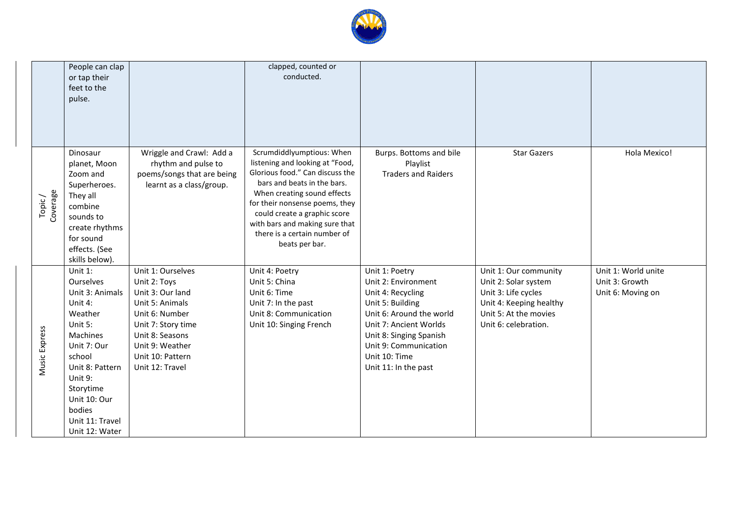|  |  |  |  |  |  |  |
|---|---|---|---|---|---|---|
|  | People can clap or tap their feet to the pulse. |  | clapped, counted or conducted. |  |  |  |
| Topic / Coverage | Dinosaur planet, Moon Zoom and Superheroes. They all combine sounds to create rhythms for sound effects. (See skills below). | Wriggle and Crawl: Add a rhythm and pulse to poems/songs that are being learnt as a class/group. | Scrumdiddlyumptious: When listening and looking at "Food, Glorious food." Can discuss the bars and beats in the bars. When creating sound effects for their nonsense poems, they could create a graphic score with bars and making sure that there is a certain number of beats per bar. | Burps. Bottoms and bile<br>Playlist<br>Traders and Raiders | Star Gazers | Hola Mexico! |
| Music Express | Unit 1: Ourselves<br>Unit 3: Animals<br>Unit 4: Weather<br>Unit 5: Machines<br>Unit 7: Our school<br>Unit 8: Pattern<br>Unit 9: Storytime<br>Unit 10: Our bodies<br>Unit 11: Travel<br>Unit 12: Water | Unit 1: Ourselves<br>Unit 2: Toys<br>Unit 3: Our land<br>Unit 5: Animals<br>Unit 6: Number<br>Unit 7: Story time<br>Unit 8: Seasons<br>Unit 9: Weather<br>Unit 10: Pattern<br>Unit 12: Travel | Unit 4: Poetry<br>Unit 5: China<br>Unit 6: Time<br>Unit 7: In the past<br>Unit 8: Communication<br>Unit 10: Singing French | Unit 1: Poetry<br>Unit 2: Environment<br>Unit 4: Recycling<br>Unit 5: Building<br>Unit 6: Around the world<br>Unit 7: Ancient Worlds<br>Unit 8: Singing Spanish<br>Unit 9: Communication<br>Unit 10: Time<br>Unit 11: In the past | Unit 1: Our community<br>Unit 2: Solar system<br>Unit 3: Life cycles<br>Unit 4: Keeping healthy<br>Unit 5: At the movies<br>Unit 6: celebration. | Unit 1: World unite<br>Unit 3: Growth<br>Unit 6: Moving on |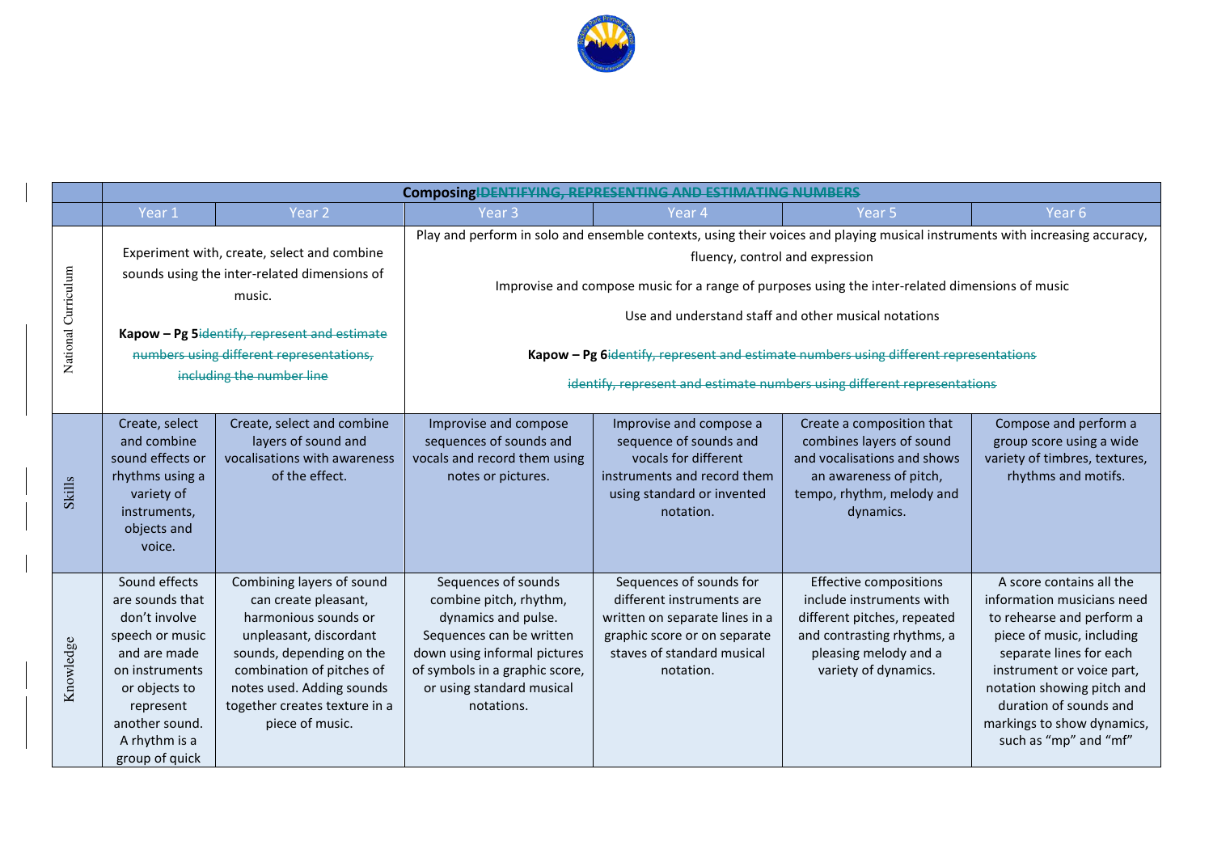| | Composing~~IDENTIFYING, REPRESENTING AND ESTIMATING NUMBERS~~ | | | | | |
|---|---|---|---|---|---|---|
| | Year 1 | Year 2 | Year 3 | Year 4 | Year 5 | Year 6 |
| National Curriculum | Experiment with, create, select and combine sounds using the inter-related dimensions of music. **Kapow – Pg 5**~~identify, represent and estimate numbers using different representations, including the number line~~ | | Play and perform in solo and ensemble contexts, using their voices and playing musical instruments with increasing accuracy, fluency, control and expression. Improvise and compose music for a range of purposes using the inter-related dimensions of music. Use and understand staff and other musical notations. **Kapow – Pg 6**~~identify, represent and estimate numbers using different representations~~ ~~identify, represent and estimate numbers using different representations~~ | | | |
| Skills | Create, select and combine sound effects or rhythms using a variety of instruments, objects and voice. | Create, select and combine layers of sound and vocalisations with awareness of the effect. | Improvise and compose sequences of sounds and vocals and record them using notes or pictures. | Improvise and compose a sequence of sounds and vocals for different instruments and record them using standard or invented notation. | Create a composition that combines layers of sound and vocalisations and shows an awareness of pitch, tempo, rhythm, melody and dynamics. | Compose and perform a group score using a wide variety of timbres, textures, rhythms and motifs. |
| Knowledge | Sound effects are sounds that don't involve speech or music and are made on instruments or objects to represent another sound. A rhythm is a group of quick | Combining layers of sound can create pleasant, harmonious sounds or unpleasant, discordant sounds, depending on the combination of pitches of notes used. Adding sounds together creates texture in a piece of music. | Sequences of sounds combine pitch, rhythm, dynamics and pulse. Sequences can be written down using informal pictures of symbols in a graphic score, or using standard musical notations. | Sequences of sounds for different instruments are written on separate lines in a graphic score or on separate staves of standard musical notation. | Effective compositions include instruments with different pitches, repeated and contrasting rhythms, a pleasing melody and a variety of dynamics. | A score contains all the information musicians need to rehearse and perform a piece of music, including separate lines for each instrument or voice part, notation showing pitch and duration of sounds and markings to show dynamics, such as "mp" and "mf" |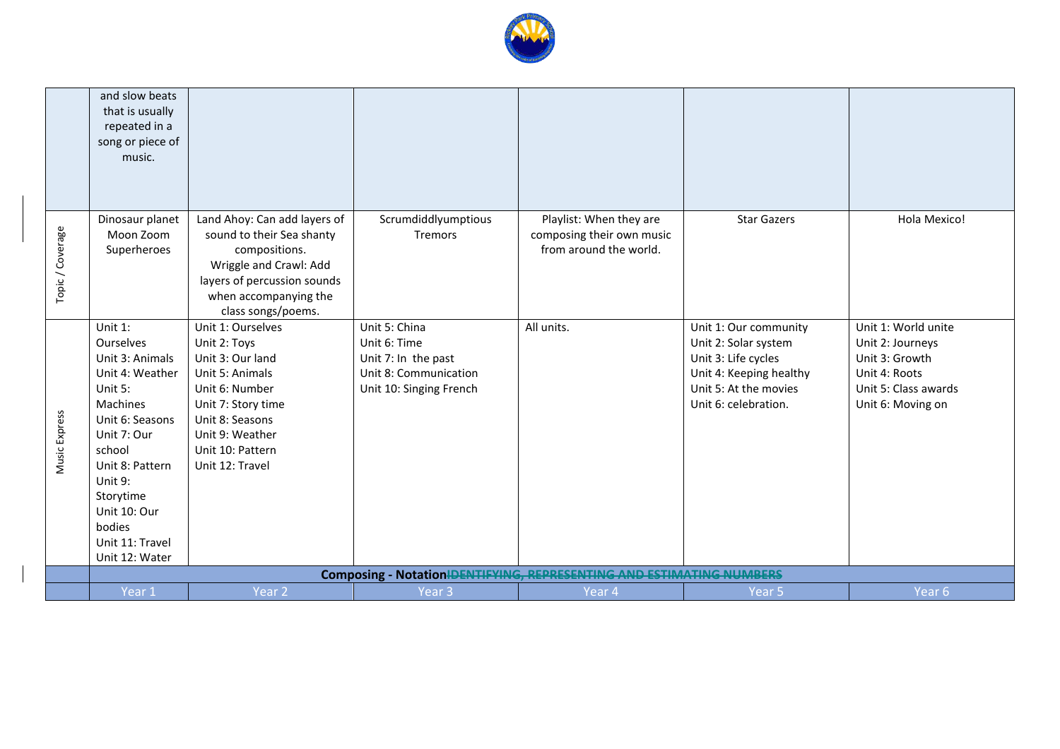| | | | | | | |
|---|---|---|---|---|---|---|
| | and slow beats that is usually repeated in a song or piece of music. | | | | | |
| Topic / Coverage | Dinosaur planet<br>Moon Zoom<br>Superheroes | Land Ahoy: Can add layers of sound to their Sea shanty compositions.<br>Wriggle and Crawl: Add layers of percussion sounds when accompanying the class songs/poems. | Scrumdiddlyumptious<br>Tremors | Playlist: When they are composing their own music from around the world. | Star Gazers | Hola Mexico! |
| Music Express | Unit 1: Ourselves<br>Unit 3: Animals<br>Unit 4: Weather<br>Unit 5: Machines<br>Unit 6: Seasons<br>Unit 7: Our school<br>Unit 8: Pattern<br>Unit 9: Storytime<br>Unit 10: Our bodies<br>Unit 11: Travel<br>Unit 12: Water | Unit 1: Ourselves<br>Unit 2: Toys<br>Unit 3: Our land<br>Unit 5: Animals<br>Unit 6: Number<br>Unit 7: Story time<br>Unit 8: Seasons<br>Unit 9: Weather<br>Unit 10: Pattern<br>Unit 12: Travel | Unit 5: China<br>Unit 6: Time<br>Unit 7: In the past<br>Unit 8: Communication<br>Unit 10: Singing French | All units. | Unit 1: Our community<br>Unit 2: Solar system<br>Unit 3: Life cycles<br>Unit 4: Keeping healthy<br>Unit 5: At the movies<br>Unit 6: celebration. | Unit 1: World unite<br>Unit 2: Journeys<br>Unit 3: Growth<br>Unit 4: Roots<br>Unit 5: Class awards<br>Unit 6: Moving on |
| | **Composing - Notation**~~IDENTIFYING, REPRESENTING AND ESTIMATING NUMBERS~~ | | | | | |
| | Year 1 | Year 2 | Year 3 | Year 4 | Year 5 | Year 6 |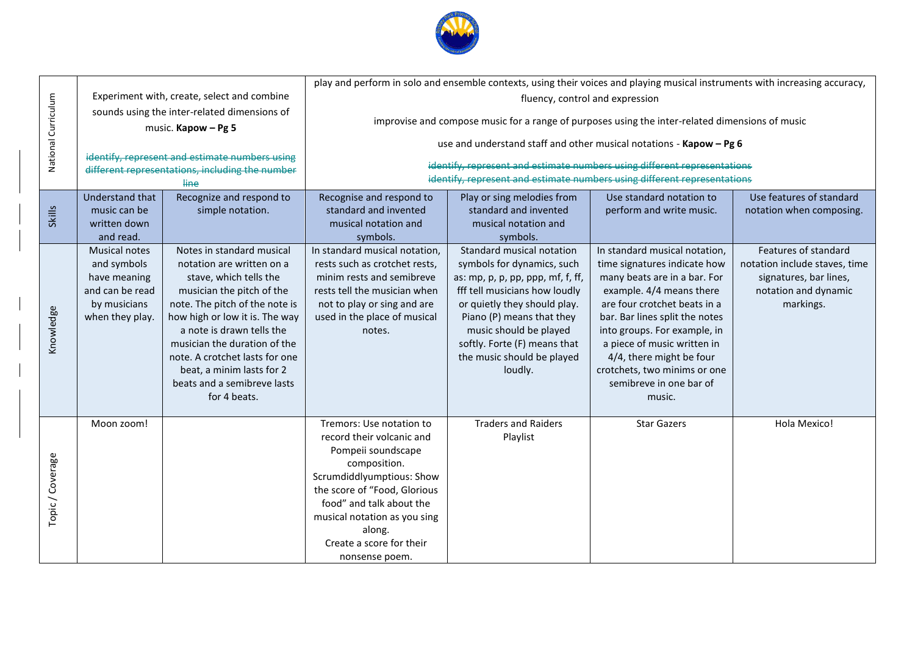| | | | | | | |
|---|---|---|---|---|---|---|
| National Curriculum | Experiment with, create, select and combine sounds using the inter-related dimensions of music. **Kapow – Pg 5**<br><br>~~identify, represent and estimate numbers using different representations, including the number line~~ | | play and perform in solo and ensemble contexts, using their voices and playing musical instruments with increasing accuracy, fluency, control and expression<br><br>improvise and compose music for a range of purposes using the inter-related dimensions of music<br><br>use and understand staff and other musical notations - **Kapow – Pg 6**<br><br>~~identify, represent and estimate numbers using different representations~~<br>~~identify, represent and estimate numbers using different representations~~ | | | |
| Skills | Understand that music can be written down and read. | Recognize and respond to simple notation. | Recognise and respond to standard and invented musical notation and symbols. | Play or sing melodies from standard and invented musical notation and symbols. | Use standard notation to perform and write music. | Use features of standard notation when composing. |
| Knowledge | Musical notes and symbols have meaning and can be read by musicians when they play. | Notes in standard musical notation are written on a stave, which tells the musician the pitch of the note. The pitch of the note is how high or low it is. The way a note is drawn tells the musician the duration of the note. A crotchet lasts for one beat, a minim lasts for 2 beats and a semibreve lasts for 4 beats. | In standard musical notation, rests such as crotchet rests, minim rests and semibreve rests tell the musician when not to play or sing and are used in the place of musical notes. | Standard musical notation symbols for dynamics, such as: mp, p, p, pp, ppp, mf, f, ff, fff tell musicians how loudly or quietly they should play. Piano (P) means that they music should be played softly. Forte (F) means that the music should be played loudly. | In standard musical notation, time signatures indicate how many beats are in a bar. For example. 4/4 means there are four crotchet beats in a bar. Bar lines split the notes into groups. For example, in a piece of music written in 4/4, there might be four crotchets, two minims or one semibreve in one bar of music. | Features of standard notation include staves, time signatures, bar lines, notation and dynamic markings. |
| Topic / Coverage | Moon zoom! | | Tremors: Use notation to record their volcanic and Pompeii soundscape composition.<br>Scrumdiddlyumptious: Show the score of "Food, Glorious food" and talk about the musical notation as you sing along.<br>Create a score for their nonsense poem. | Traders and Raiders Playlist | Star Gazers | Hola Mexico! |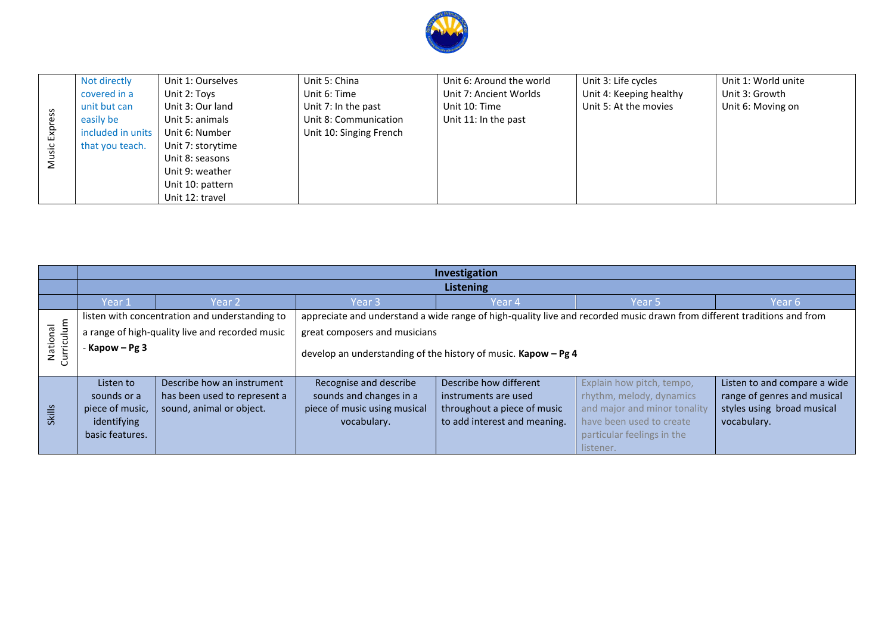| Music Express | Not directly covered in a unit but can easily be included in units that you teach. | Unit 1: Ourselves<br>Unit 2: Toys<br>Unit 3: Our land<br>Unit 5: animals<br>Unit 6: Number<br>Unit 7: storytime<br>Unit 8: seasons<br>Unit 9: weather<br>Unit 10: pattern<br>Unit 12: travel | Unit 5: China<br>Unit 6: Time<br>Unit 7: In the past<br>Unit 8: Communication<br>Unit 10: Singing French | Unit 6: Around the world<br>Unit 7: Ancient Worlds<br>Unit 10: Time<br>Unit 11: In the past | Unit 3: Life cycles<br>Unit 4: Keeping healthy<br>Unit 5: At the movies | Unit 1: World unite<br>Unit 3: Growth<br>Unit 6: Moving on |
|---|---|---|---|---|---|---|

| | **Investigation** | | | | | |
|---|---|---|---|---|---|---|
| | **Listening** | | | | | |
| | Year 1 | Year 2 | Year 3 | Year 4 | Year 5 | Year 6 |
| National Curriculum | listen with concentration and understanding to a range of high-quality live and recorded music - **Kapow – Pg 3** | | appreciate and understand a wide range of high-quality live and recorded music drawn from different traditions and from great composers and musicians<br><br>develop an understanding of the history of music. **Kapow – Pg 4** | | | |
| Skills | Listen to sounds or a piece of music, identifying basic features. | Describe how an instrument has been used to represent a sound, animal or object. | Recognise and describe sounds and changes in a piece of music using musical vocabulary. | Describe how different instruments are used throughout a piece of music to add interest and meaning. | Explain how pitch, tempo, rhythm, melody, dynamics and major and minor tonality have been used to create particular feelings in the listener. | Listen to and compare a wide range of genres and musical styles using broad musical vocabulary. |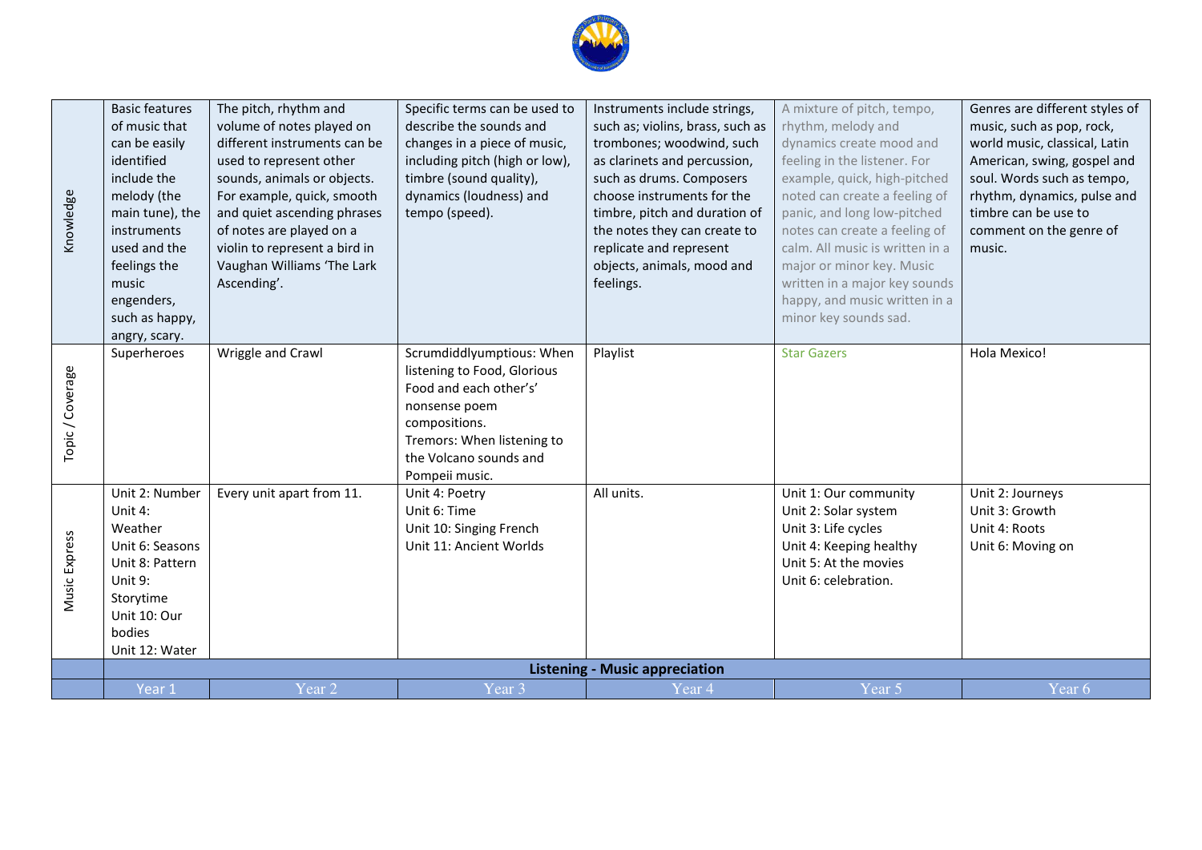| | Year 1 | Year 2 | Year 3 | Year 4 | Year 5 | Year 6 |
|---|---|---|---|---|---|---|
| | **Listening - Music appreciation** | | | | | |
| Knowledge | Basic features of music that can be easily identified include the melody (the main tune), the instruments used and the feelings the music engenders, such as happy, angry, scary. | The pitch, rhythm and volume of notes played on different instruments can be used to represent other sounds, animals or objects. For example, quick, smooth and quiet ascending phrases of notes are played on a violin to represent a bird in Vaughan Williams 'The Lark Ascending'. | Specific terms can be used to describe the sounds and changes in a piece of music, including pitch (high or low), timbre (sound quality), dynamics (loudness) and tempo (speed). | Instruments include strings, such as; violins, brass, such as trombones; woodwind, such as clarinets and percussion, such as drums. Composers choose instruments for the timbre, pitch and duration of the notes they can create to replicate and represent objects, animals, mood and feelings. | A mixture of pitch, tempo, rhythm, melody and dynamics create mood and feeling in the listener. For example, quick, high-pitched noted can create a feeling of panic, and long low-pitched notes can create a feeling of calm. All music is written in a major or minor key. Music written in a major key sounds happy, and music written in a minor key sounds sad. | Genres are different styles of music, such as pop, rock, world music, classical, Latin American, swing, gospel and soul. Words such as tempo, rhythm, dynamics, pulse and timbre can be use to comment on the genre of music. |
| Topic / Coverage | Superheroes | Wriggle and Crawl | Scrumdiddlyumptious: When listening to Food, Glorious Food and each other's' nonsense poem compositions.<br>Tremors: When listening to the Volcano sounds and Pompeii music. | Playlist | Star Gazers | Hola Mexico! |
| Music Express | Unit 2: Number<br>Unit 4: Weather<br>Unit 6: Seasons<br>Unit 8: Pattern<br>Unit 9: Storytime<br>Unit 10: Our bodies<br>Unit 12: Water | Every unit apart from 11. | Unit 4: Poetry<br>Unit 6: Time<br>Unit 10: Singing French<br>Unit 11: Ancient Worlds | All units. | Unit 1: Our community<br>Unit 2: Solar system<br>Unit 3: Life cycles<br>Unit 4: Keeping healthy<br>Unit 5: At the movies<br>Unit 6: celebration. | Unit 2: Journeys<br>Unit 3: Growth<br>Unit 4: Roots<br>Unit 6: Moving on |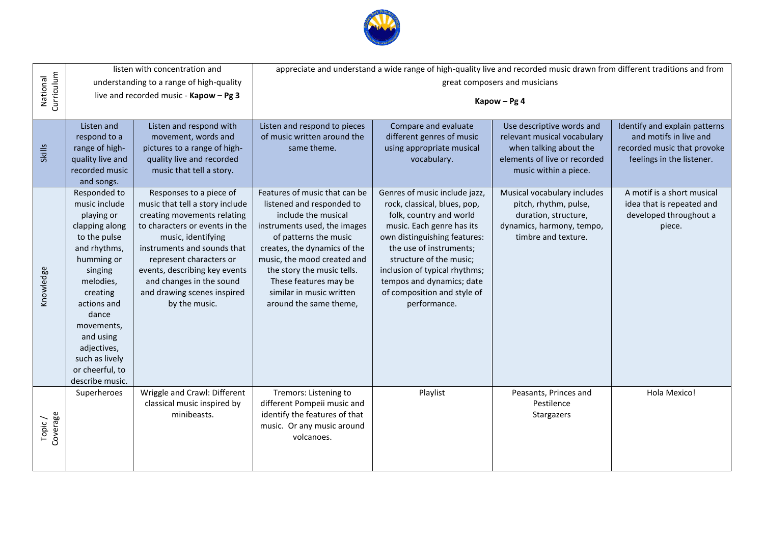| | | | | | | |
|---|---|---|---|---|---|---|
| National Curriculum | listen with concentration and understanding to a range of high-quality live and recorded music - **Kapow – Pg 3** | | appreciate and understand a wide range of high-quality live and recorded music drawn from different traditions and from great composers and musicians **Kapow – Pg 4** | | | |
| Skills | Listen and respond to a range of high-quality live and recorded music and songs. | Listen and respond with movement, words and pictures to a range of high-quality live and recorded music that tell a story. | Listen and respond to pieces of music written around the same theme. | Compare and evaluate different genres of music using appropriate musical vocabulary. | Use descriptive words and relevant musical vocabulary when talking about the elements of live or recorded music within a piece. | Identify and explain patterns and motifs in live and recorded music that provoke feelings in the listener. |
| Knowledge | Responded to music include playing or clapping along to the pulse and rhythms, humming or singing melodies, creating actions and dance movements, and using adjectives, such as lively or cheerful, to describe music. | Responses to a piece of music that tell a story include creating movements relating to characters or events in the music, identifying instruments and sounds that represent characters or events, describing key events and changes in the sound and drawing scenes inspired by the music. | Features of music that can be listened and responded to include the musical instruments used, the images of patterns the music creates, the dynamics of the music, the mood created and the story the music tells. These features may be similar in music written around the same theme, | Genres of music include jazz, rock, classical, blues, pop, folk, country and world music. Each genre has its own distinguishing features: the use of instruments; structure of the music; inclusion of typical rhythms; tempos and dynamics; date of composition and style of performance. | Musical vocabulary includes pitch, rhythm, pulse, duration, structure, dynamics, harmony, tempo, timbre and texture. | A motif is a short musical idea that is repeated and developed throughout a piece. |
| Topic / Coverage | Superheroes | Wriggle and Crawl: Different classical music inspired by minibeasts. | Tremors: Listening to different Pompeii music and identify the features of that music. Or any music around volcanoes. | Playlist | Peasants, Princes and Pestilence<br>Stargazers | Hola Mexico! |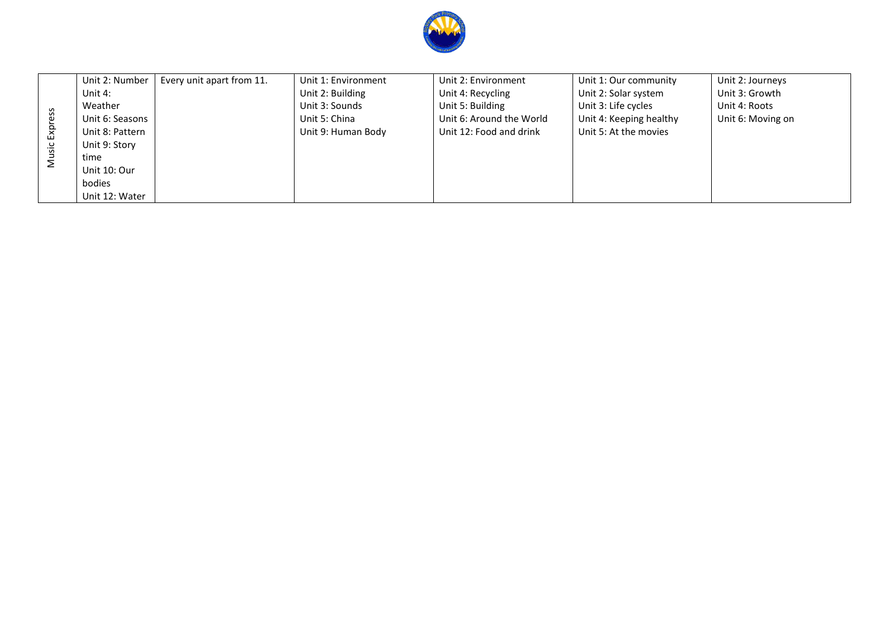| Music Express | Unit 2: Number<br>Unit 4: Weather<br>Unit 6: Seasons<br>Unit 8: Pattern<br>Unit 9: Story time<br>Unit 10: Our bodies<br>Unit 12: Water | Every unit apart from 11. | Unit 1: Environment<br>Unit 2: Building<br>Unit 3: Sounds<br>Unit 5: China<br>Unit 9: Human Body | Unit 2: Environment<br>Unit 4: Recycling<br>Unit 5: Building<br>Unit 6: Around the World<br>Unit 12: Food and drink | Unit 1: Our community<br>Unit 2: Solar system<br>Unit 3: Life cycles<br>Unit 4: Keeping healthy<br>Unit 5: At the movies | Unit 2: Journeys<br>Unit 3: Growth<br>Unit 4: Roots<br>Unit 6: Moving on |
|---|---|---|---|---|---|---|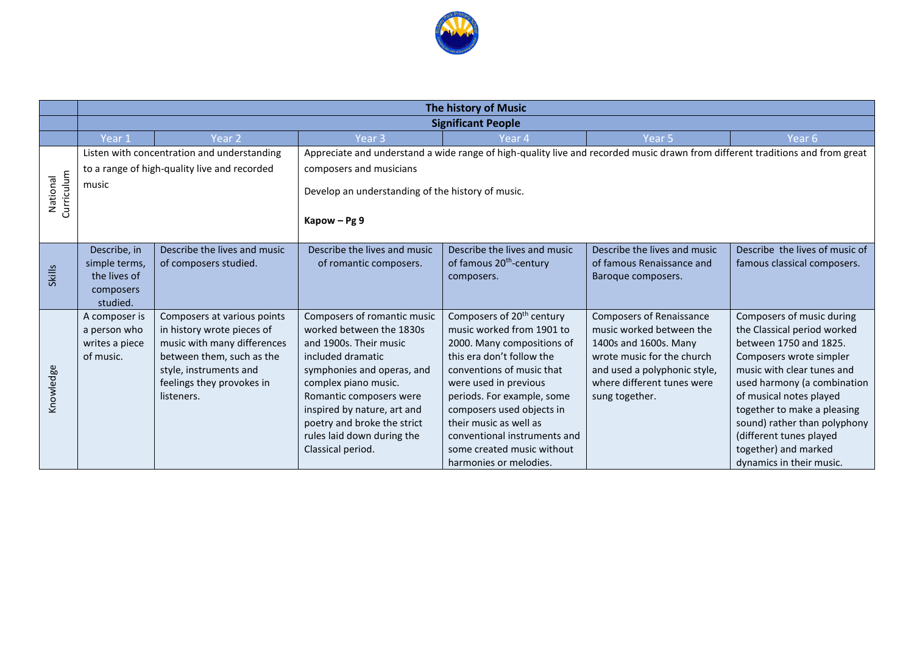| | The history of Music | | | | | |
|---|---|---|---|---|---|---|
| | Significant People | | | | | |
| | Year 1 | Year 2 | Year 3 | Year 4 | Year 5 | Year 6 |
| National Curriculum | Listen with concentration and understanding to a range of high-quality live and recorded music | | Appreciate and understand a wide range of high-quality live and recorded music drawn from different traditions and from great composers and musicians<br><br>Develop an understanding of the history of music.<br><br>**Kapow – Pg 9** | | | |
| Skills | Describe, in simple terms, the lives of composers studied. | Describe the lives and music of composers studied. | Describe the lives and music of romantic composers. | Describe the lives and music of famous 20th-century composers. | Describe the lives and music of famous Renaissance and Baroque composers. | Describe the lives of music of famous classical composers. |
| Knowledge | A composer is a person who writes a piece of music. | Composers at various points in history wrote pieces of music with many differences between them, such as the style, instruments and feelings they provokes in listeners. | Composers of romantic music worked between the 1830s and 1900s. Their music included dramatic symphonies and operas, and complex piano music. Romantic composers were inspired by nature, art and poetry and broke the strict rules laid down during the Classical period. | Composers of 20th century music worked from 1901 to 2000. Many compositions of this era don't follow the conventions of music that were used in previous periods. For example, some composers used objects in their music as well as conventional instruments and some created music without harmonies or melodies. | Composers of Renaissance music worked between the 1400s and 1600s. Many wrote music for the church and used a polyphonic style, where different tunes were sung together. | Composers of music during the Classical period worked between 1750 and 1825. Composers wrote simpler music with clear tunes and used harmony (a combination of musical notes played together to make a pleasing sound) rather than polyphony (different tunes played together) and marked dynamics in their music. |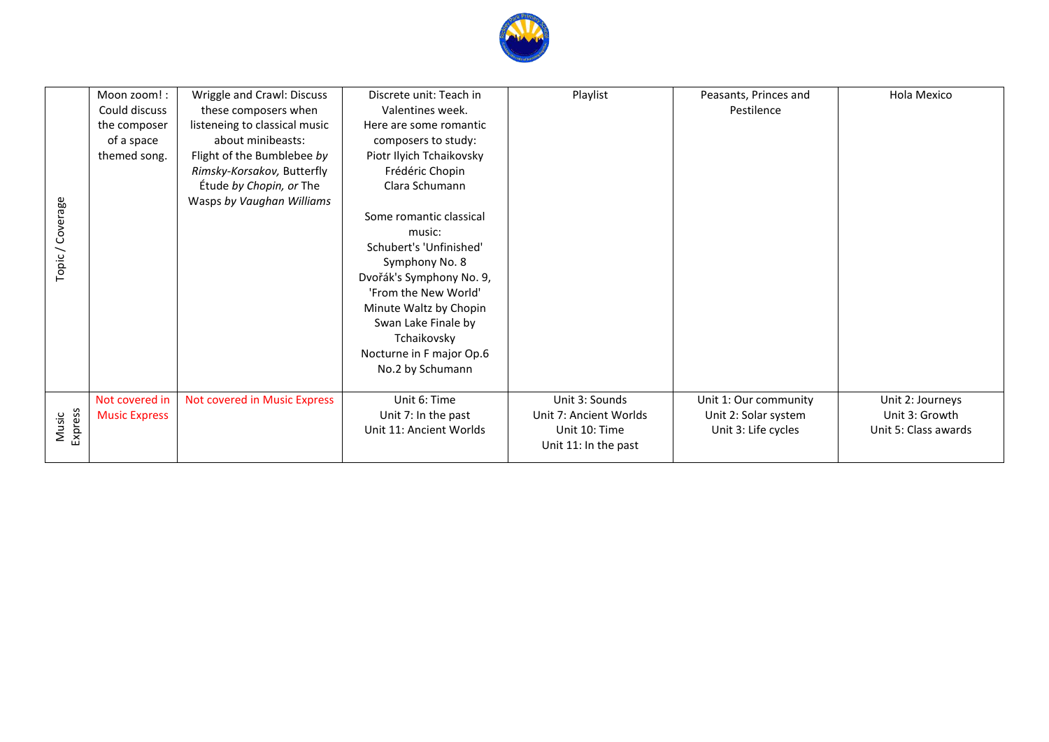| | | | | | | |
|---|---|---|---|---|---|---|
| Topic / Coverage | Moon zoom! : Could discuss the composer of a space themed song. | Wriggle and Crawl: Discuss these composers when listeneing to classical music about minibeasts: Flight of the Bumblebee *by Rimsky-Korsakov,* Butterfly Étude *by Chopin, or* The Wasps *by Vaughan Williams* | Discrete unit: Teach in Valentines week. Here are some romantic composers to study: Piotr Ilyich Tchaikovsky Frédéric Chopin Clara Schumann<br><br>Some romantic classical music: Schubert's 'Unfinished' Symphony No. 8 Dvořák's Symphony No. 9, 'From the New World' Minute Waltz by Chopin Swan Lake Finale by Tchaikovsky Nocturne in F major Op.6 No.2 by Schumann | Playlist | Peasants, Princes and Pestilence | Hola Mexico |
| Music Express | Not covered in Music Express | Not covered in Music Express | Unit 6: Time<br>Unit 7: In the past<br>Unit 11: Ancient Worlds | Unit 3: Sounds<br>Unit 7: Ancient Worlds<br>Unit 10: Time<br>Unit 11: In the past | Unit 1: Our community<br>Unit 2: Solar system<br>Unit 3: Life cycles | Unit 2: Journeys<br>Unit 3: Growth<br>Unit 5: Class awards |